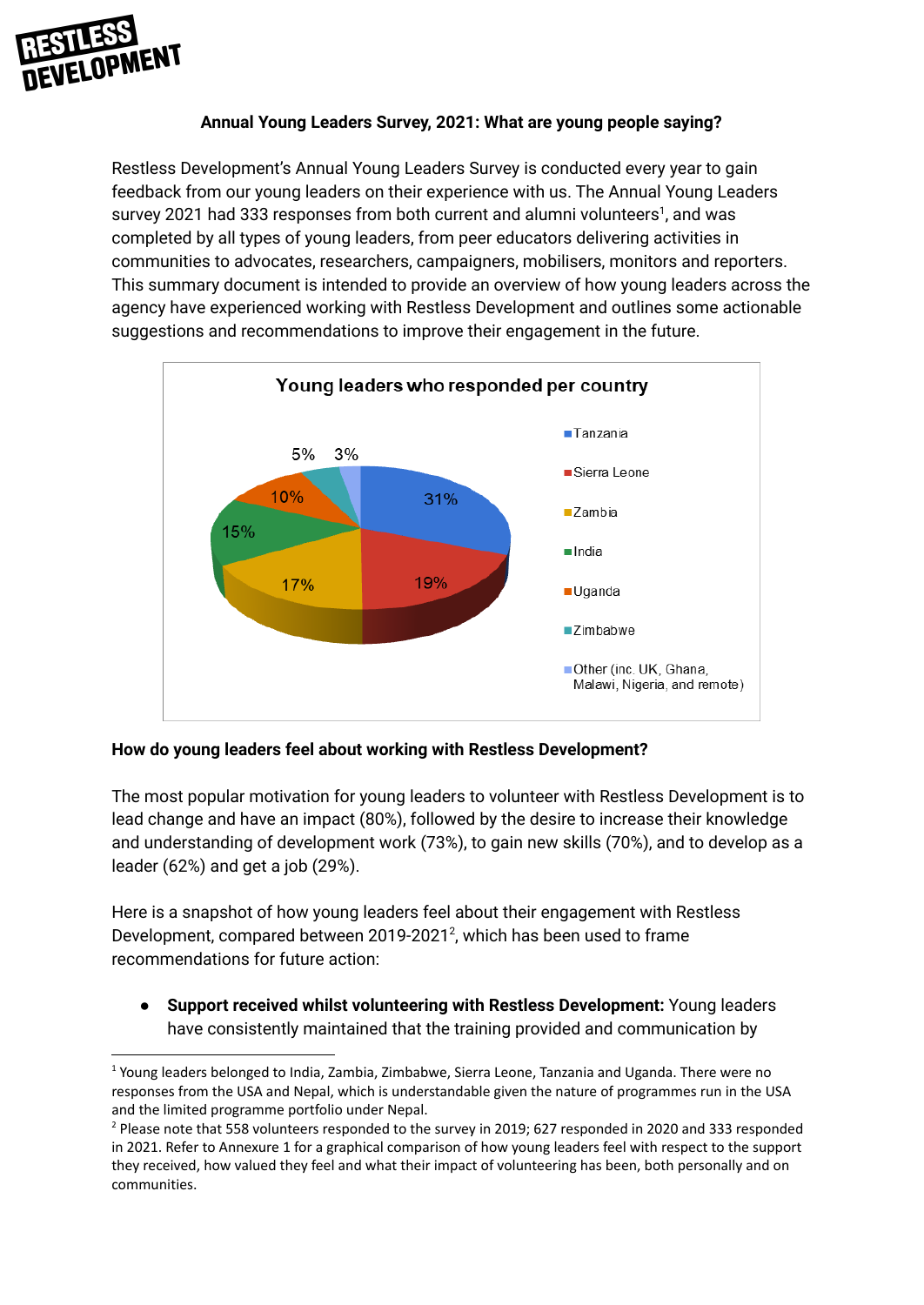# Annual Young Leaders Survey, 2021: What are young people saying?

Restless Development's Annual Young Leaders Survey is conducted every year to gain feedback from our young leaders on their experience with us. The Annual Young Leaders survey 2021 had 333 responses from both current and alumni volunteers[1], and was completed by all types of young leaders, from peer educators delivering activities in communities to advocates, researchers, campaigners, mobilisers, monitors and reporters. This summary document is intended to provide an overview of how young leaders across the agency have experienced working with Restless Development and outlines some actionable suggestions and recommendations to improve their engagement in the future.

**Young leaders who responded per country**

| Country | % |
|---|---|
| Tanzania | 31% |
| Sierra Leone | 19% |
| Zambia | 17% |
| India | 15% |
| Uganda | 10% |
| Zimbabwe | 5% |
| Other (inc. UK, Ghana, Malawi, Nigeria, and remote) | 3% |

## How do young leaders feel about working with Restless Development?

The most popular motivation for young leaders to volunteer with Restless Development is to lead change and have an impact (80%), followed by the desire to increase their knowledge and understanding of development work (73%), to gain new skills (70%), and to develop as a leader (62%) and get a job (29%).

Here is a snapshot of how young leaders feel about their engagement with Restless Development, compared between 2019-2021[2], which has been used to frame recommendations for future action:

- **Support received whilst volunteering with Restless Development:** Young leaders have consistently maintained that the training provided and communication by

---

[1] Young leaders belonged to India, Zambia, Zimbabwe, Sierra Leone, Tanzania and Uganda. There were no responses from the USA and Nepal, which is understandable given the nature of programmes run in the USA and the limited programme portfolio under Nepal.

[2] Please note that 558 volunteers responded to the survey in 2019; 627 responded in 2020 and 333 responded in 2021. Refer to Annexure 1 for a graphical comparison of how young leaders feel with respect to the support they received, how valued they feel and what their impact of volunteering has been, both personally and on communities.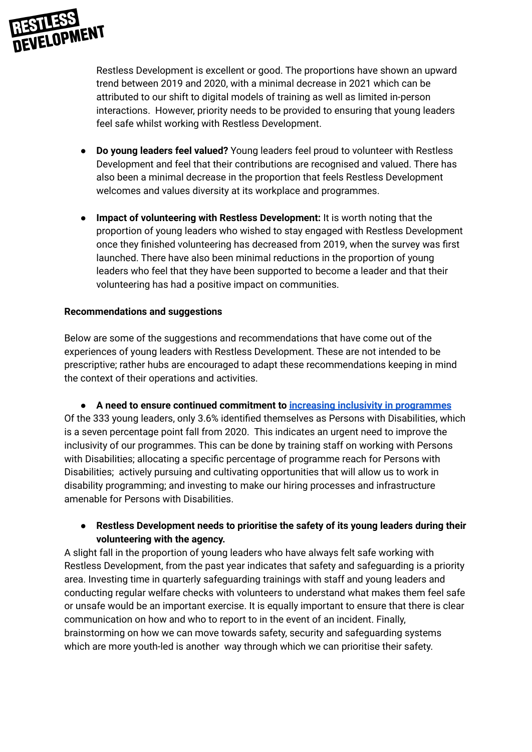Restless Development is excellent or good. The proportions have shown an upward trend between 2019 and 2020, with a minimal decrease in 2021 which can be attributed to our shift to digital models of training as well as limited in-person interactions. However, priority needs to be provided to ensuring that young leaders feel safe whilst working with Restless Development.

- **Do young leaders feel valued?** Young leaders feel proud to volunteer with Restless Development and feel that their contributions are recognised and valued. There has also been a minimal decrease in the proportion that feels Restless Development welcomes and values diversity at its workplace and programmes.

- **Impact of volunteering with Restless Development:** It is worth noting that the proportion of young leaders who wished to stay engaged with Restless Development once they finished volunteering has decreased from 2019, when the survey was first launched. There have also been minimal reductions in the proportion of young leaders who feel that they have been supported to become a leader and that their volunteering has had a positive impact on communities.

**Recommendations and suggestions**

Below are some of the suggestions and recommendations that have come out of the experiences of young leaders with Restless Development. These are not intended to be prescriptive; rather hubs are encouraged to adapt these recommendations keeping in mind the context of their operations and activities.

- **A need to ensure continued commitment to increasing inclusivity in programmes**

Of the 333 young leaders, only 3.6% identified themselves as Persons with Disabilities, which is a seven percentage point fall from 2020. This indicates an urgent need to improve the inclusivity of our programmes. This can be done by training staff on working with Persons with Disabilities; allocating a specific percentage of programme reach for Persons with Disabilities; actively pursuing and cultivating opportunities that will allow us to work in disability programming; and investing to make our hiring processes and infrastructure amenable for Persons with Disabilities.

- **Restless Development needs to prioritise the safety of its young leaders during their volunteering with the agency.**

A slight fall in the proportion of young leaders who have always felt safe working with Restless Development, from the past year indicates that safety and safeguarding is a priority area. Investing time in quarterly safeguarding trainings with staff and young leaders and conducting regular welfare checks with volunteers to understand what makes them feel safe or unsafe would be an important exercise. It is equally important to ensure that there is clear communication on how and who to report to in the event of an incident. Finally, brainstorming on how we can move towards safety, security and safeguarding systems which are more youth-led is another way through which we can prioritise their safety.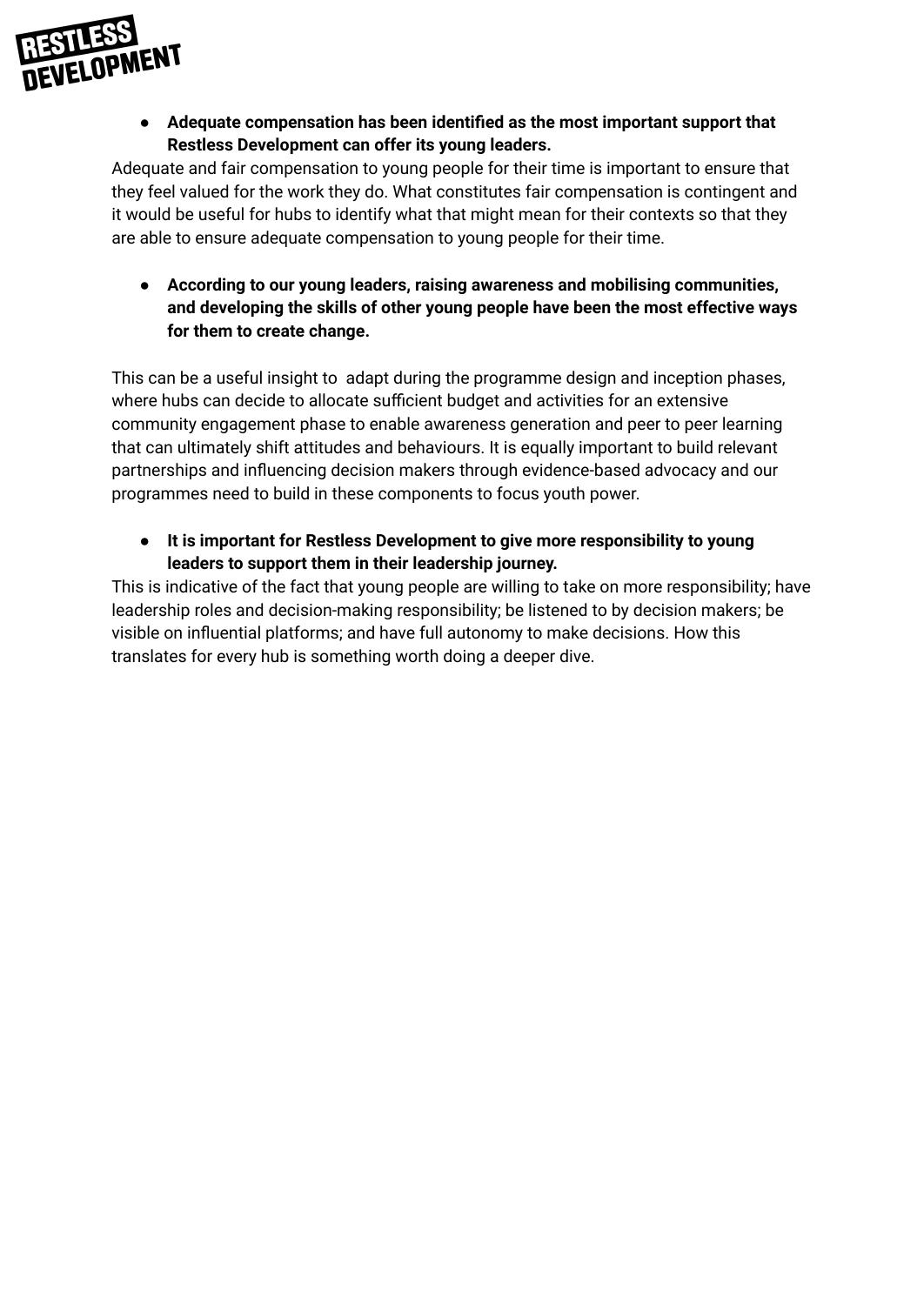- **Adequate compensation has been identified as the most important support that Restless Development can offer its young leaders.**

Adequate and fair compensation to young people for their time is important to ensure that they feel valued for the work they do. What constitutes fair compensation is contingent and it would be useful for hubs to identify what that might mean for their contexts so that they are able to ensure adequate compensation to young people for their time.

- **According to our young leaders, raising awareness and mobilising communities, and developing the skills of other young people have been the most effective ways for them to create change.**

This can be a useful insight to adapt during the programme design and inception phases, where hubs can decide to allocate sufficient budget and activities for an extensive community engagement phase to enable awareness generation and peer to peer learning that can ultimately shift attitudes and behaviours. It is equally important to build relevant partnerships and influencing decision makers through evidence-based advocacy and our programmes need to build in these components to focus youth power.

- **It is important for Restless Development to give more responsibility to young leaders to support them in their leadership journey.**

This is indicative of the fact that young people are willing to take on more responsibility; have leadership roles and decision-making responsibility; be listened to by decision makers; be visible on influential platforms; and have full autonomy to make decisions. How this translates for every hub is something worth doing a deeper dive.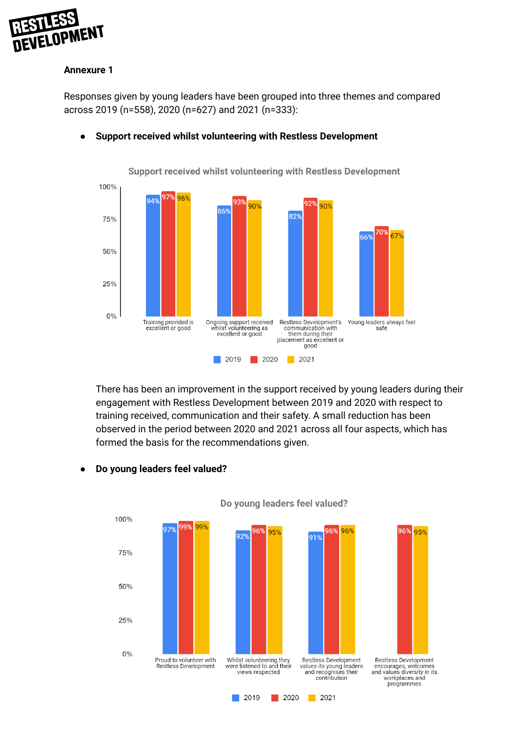**Annexure 1**

Responses given by young leaders have been grouped into three themes and compared across 2019 (n=558), 2020 (n=627) and 2021 (n=333):

- **Support received whilst volunteering with Restless Development**

**Support received whilst volunteering with Restless Development**

| | 2019 | 2020 | 2021 |
|---|---|---|---|
| Training provided is excellent or good | 94% | 97% | 96% |
| Ongoing support received whilst volunteering as excellent or good | 86% | 93% | 90% |
| Restless Development's communication with them during their placement as excellent or good | 82% | 92% | 90% |
| Young leaders always feel safe | 66% | 70% | 67% |

There has been an improvement in the support received by young leaders during their engagement with Restless Development between 2019 and 2020 with respect to training received, communication and their safety. A small reduction has been observed in the period between 2020 and 2021 across all four aspects, which has formed the basis for the recommendations given.

- **Do young leaders feel valued?**

**Do young leaders feel valued?**

| | 2019 | 2020 | 2021 |
|---|---|---|---|
| Proud to volunteer with Restless Development | 97% | 99% | 99% |
| Whilst volunteering they were listened to and their views respected | 92% | 96% | 95% |
| Restless Development values its young leaders and recognises their contribution | 91% | 96% | 96% |
| Restless Development encourages, welcomes and values diversity in its workplaces and programmes | | 96% | 95% |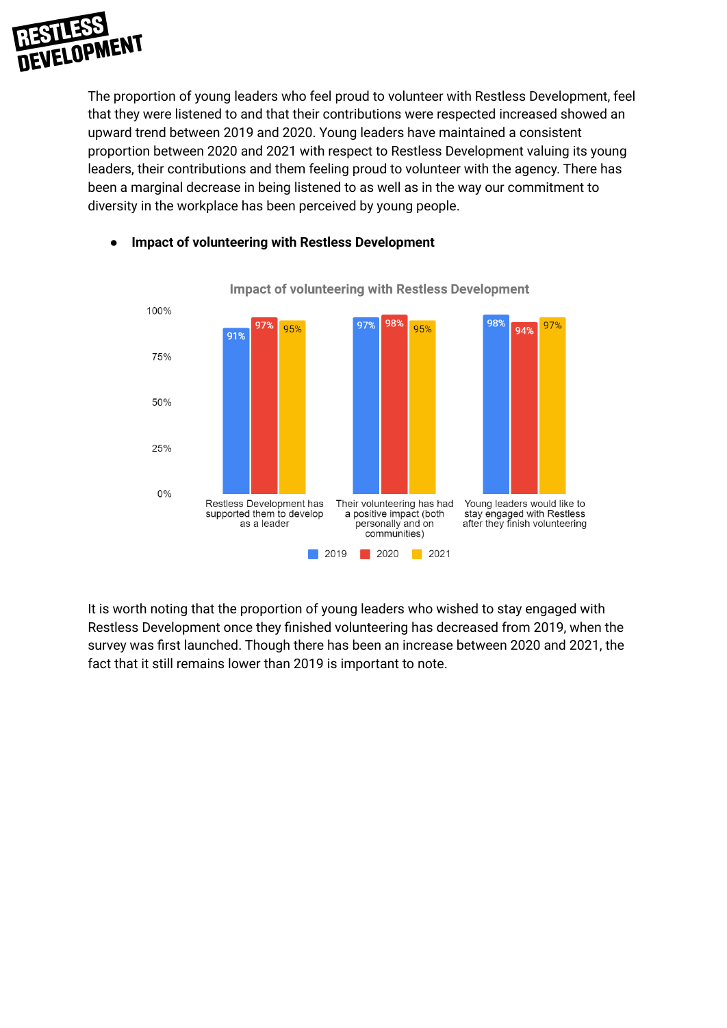The proportion of young leaders who feel proud to volunteer with Restless Development, feel that they were listened to and that their contributions were respected increased showed an upward trend between 2019 and 2020. Young leaders have maintained a consistent proportion between 2020 and 2021 with respect to Restless Development valuing its young leaders, their contributions and them feeling proud to volunteer with the agency. There has been a marginal decrease in being listened to as well as in the way our commitment to diversity in the workplace has been perceived by young people.

- **Impact of volunteering with Restless Development**

Impact of volunteering with Restless Development

100%
75%
50%
25%
0%

Restless Development has supported them to develop as a leader
91%
97%
95%

Their volunteering has had a positive impact (both personally and on communities)
97%
98%
95%

Young leaders would like to stay engaged with Restless after they finish volunteering
98%
94%
97%

2019
2020
2021

It is worth noting that the proportion of young leaders who wished to stay engaged with Restless Development once they finished volunteering has decreased from 2019, when the survey was first launched. Though there has been an increase between 2020 and 2021, the fact that it still remains lower than 2019 is important to note.